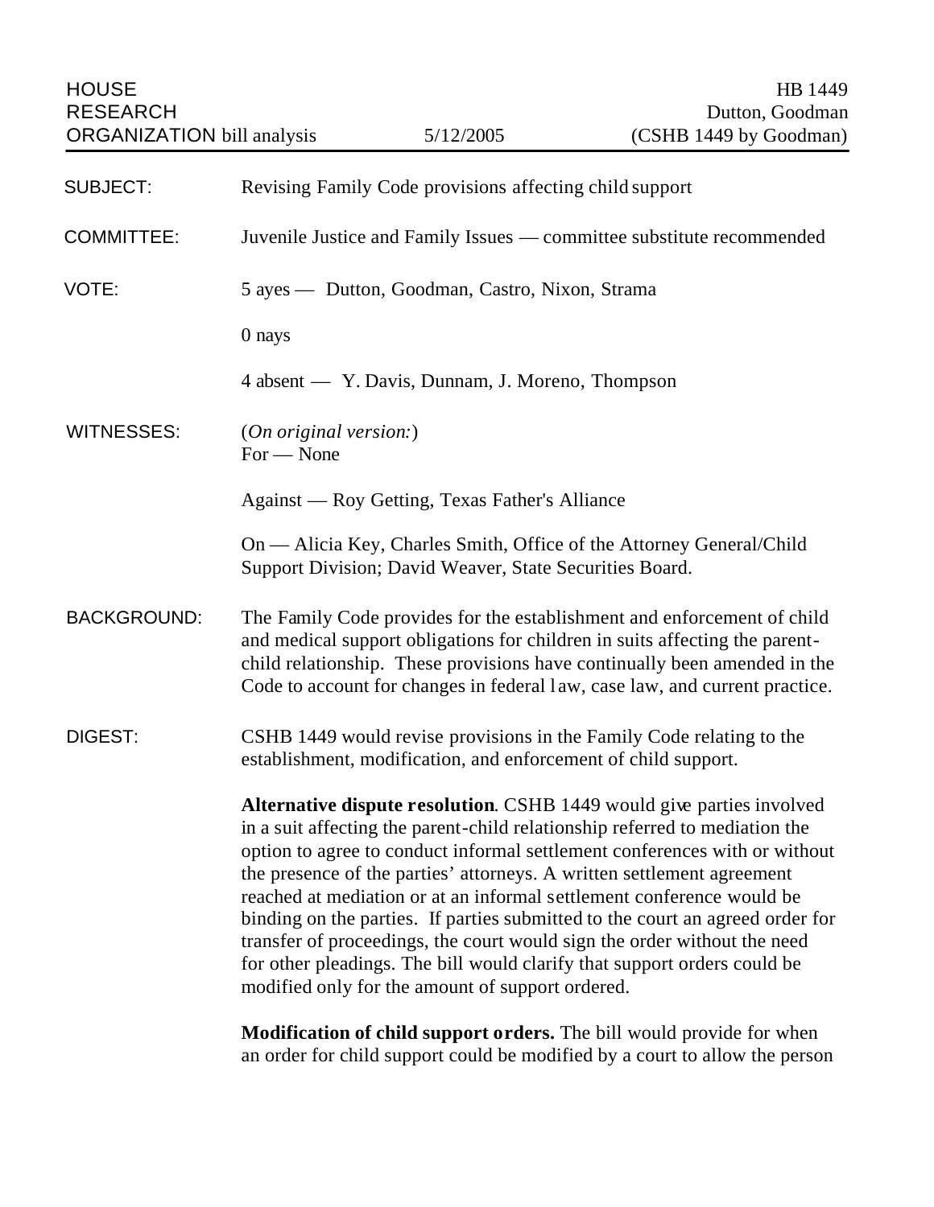| HOUSE RESEARCH ORGANIZATION bill analysis | 5/12/2005 | HB 1449 Dutton, Goodman (CSHB 1449 by Goodman) |
|---|---|---|

**SUBJECT:** Revising Family Code provisions affecting child support

**COMMITTEE:** Juvenile Justice and Family Issues — committee substitute recommended

**VOTE:** 5 ayes — Dutton, Goodman, Castro, Nixon, Strama

0 nays

4 absent — Y. Davis, Dunnam, J. Moreno, Thompson

**WITNESSES:** (*On original version:*)
For — None

Against — Roy Getting, Texas Father's Alliance

On — Alicia Key, Charles Smith, Office of the Attorney General/Child Support Division; David Weaver, State Securities Board.

**BACKGROUND:** The Family Code provides for the establishment and enforcement of child and medical support obligations for children in suits affecting the parent-child relationship. These provisions have continually been amended in the Code to account for changes in federal law, case law, and current practice.

**DIGEST:** CSHB 1449 would revise provisions in the Family Code relating to the establishment, modification, and enforcement of child support.

**Alternative dispute resolution**. CSHB 1449 would give parties involved in a suit affecting the parent-child relationship referred to mediation the option to agree to conduct informal settlement conferences with or without the presence of the parties' attorneys. A written settlement agreement reached at mediation or at an informal settlement conference would be binding on the parties. If parties submitted to the court an agreed order for transfer of proceedings, the court would sign the order without the need for other pleadings. The bill would clarify that support orders could be modified only for the amount of support ordered.

**Modification of child support orders.** The bill would provide for when an order for child support could be modified by a court to allow the person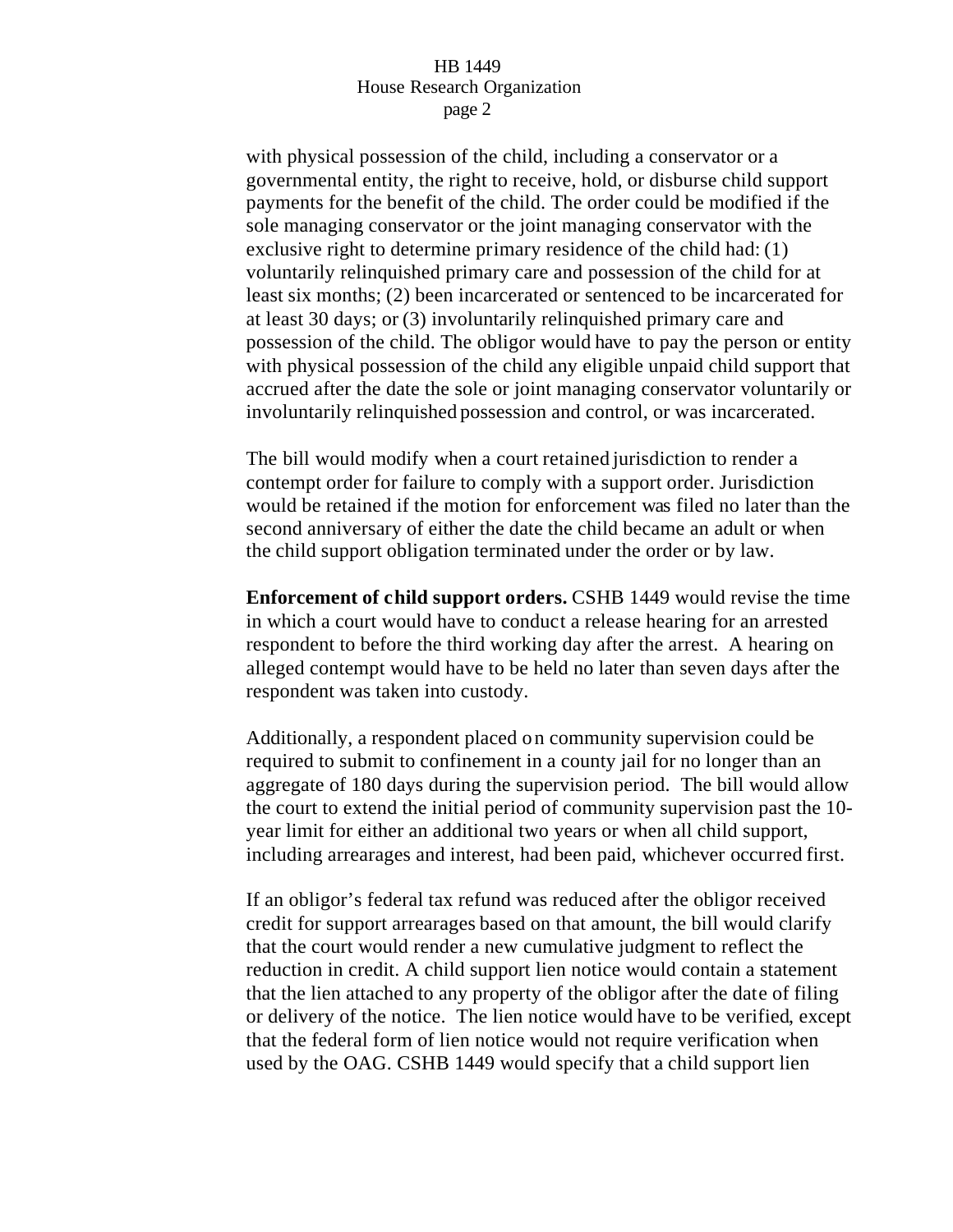with physical possession of the child, including a conservator or a governmental entity, the right to receive, hold, or disburse child support payments for the benefit of the child. The order could be modified if the sole managing conservator or the joint managing conservator with the exclusive right to determine primary residence of the child had: (1) voluntarily relinquished primary care and possession of the child for at least six months; (2) been incarcerated or sentenced to be incarcerated for at least 30 days; or (3) involuntarily relinquished primary care and possession of the child. The obligor would have to pay the person or entity with physical possession of the child any eligible unpaid child support that accrued after the date the sole or joint managing conservator voluntarily or involuntarily relinquished possession and control, or was incarcerated.

The bill would modify when a court retained jurisdiction to render a contempt order for failure to comply with a support order. Jurisdiction would be retained if the motion for enforcement was filed no later than the second anniversary of either the date the child became an adult or when the child support obligation terminated under the order or by law.

**Enforcement of child support orders.** CSHB 1449 would revise the time in which a court would have to conduct a release hearing for an arrested respondent to before the third working day after the arrest. A hearing on alleged contempt would have to be held no later than seven days after the respondent was taken into custody.

Additionally, a respondent placed on community supervision could be required to submit to confinement in a county jail for no longer than an aggregate of 180 days during the supervision period. The bill would allow the court to extend the initial period of community supervision past the 10-year limit for either an additional two years or when all child support, including arrearages and interest, had been paid, whichever occurred first.

If an obligor's federal tax refund was reduced after the obligor received credit for support arrearages based on that amount, the bill would clarify that the court would render a new cumulative judgment to reflect the reduction in credit. A child support lien notice would contain a statement that the lien attached to any property of the obligor after the date of filing or delivery of the notice. The lien notice would have to be verified, except that the federal form of lien notice would not require verification when used by the OAG. CSHB 1449 would specify that a child support lien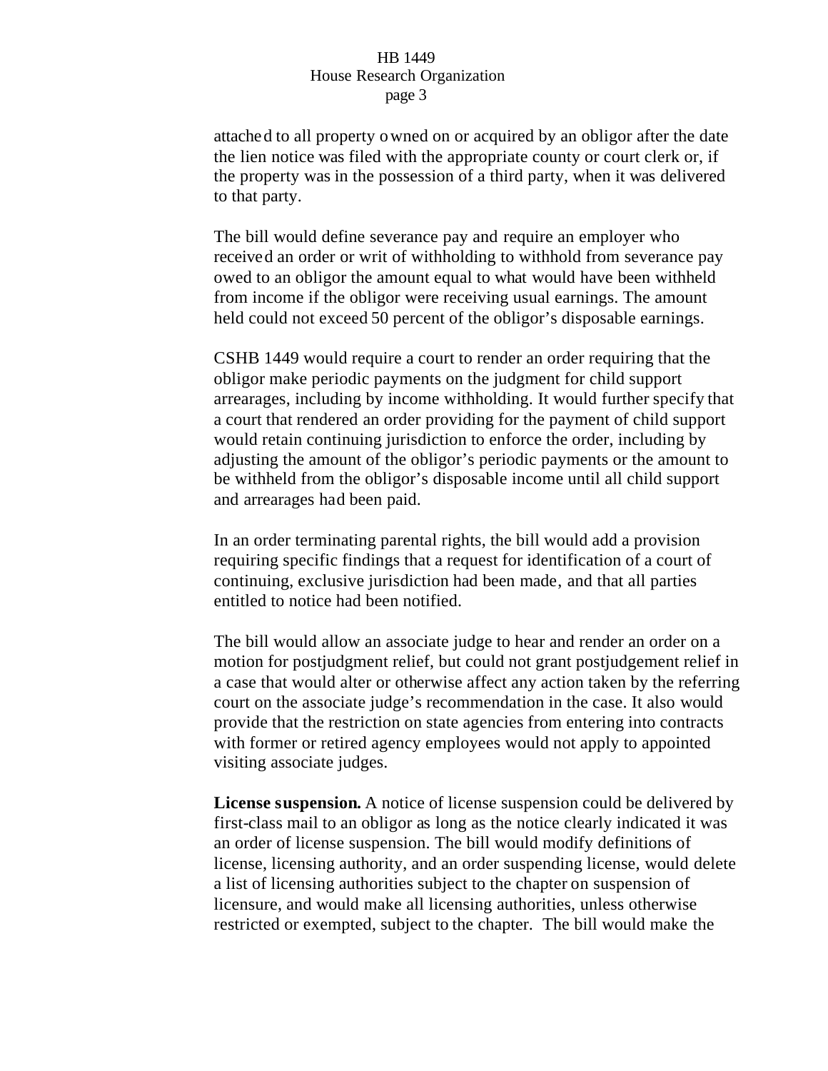attached to all property owned on or acquired by an obligor after the date the lien notice was filed with the appropriate county or court clerk or, if the property was in the possession of a third party, when it was delivered to that party.

The bill would define severance pay and require an employer who received an order or writ of withholding to withhold from severance pay owed to an obligor the amount equal to what would have been withheld from income if the obligor were receiving usual earnings. The amount held could not exceed 50 percent of the obligor's disposable earnings.

CSHB 1449 would require a court to render an order requiring that the obligor make periodic payments on the judgment for child support arrearages, including by income withholding. It would further specify that a court that rendered an order providing for the payment of child support would retain continuing jurisdiction to enforce the order, including by adjusting the amount of the obligor's periodic payments or the amount to be withheld from the obligor's disposable income until all child support and arrearages had been paid.

In an order terminating parental rights, the bill would add a provision requiring specific findings that a request for identification of a court of continuing, exclusive jurisdiction had been made, and that all parties entitled to notice had been notified.

The bill would allow an associate judge to hear and render an order on a motion for postjudgment relief, but could not grant postjudgement relief in a case that would alter or otherwise affect any action taken by the referring court on the associate judge's recommendation in the case. It also would provide that the restriction on state agencies from entering into contracts with former or retired agency employees would not apply to appointed visiting associate judges.

**License suspension.** A notice of license suspension could be delivered by first-class mail to an obligor as long as the notice clearly indicated it was an order of license suspension. The bill would modify definitions of license, licensing authority, and an order suspending license, would delete a list of licensing authorities subject to the chapter on suspension of licensure, and would make all licensing authorities, unless otherwise restricted or exempted, subject to the chapter. The bill would make the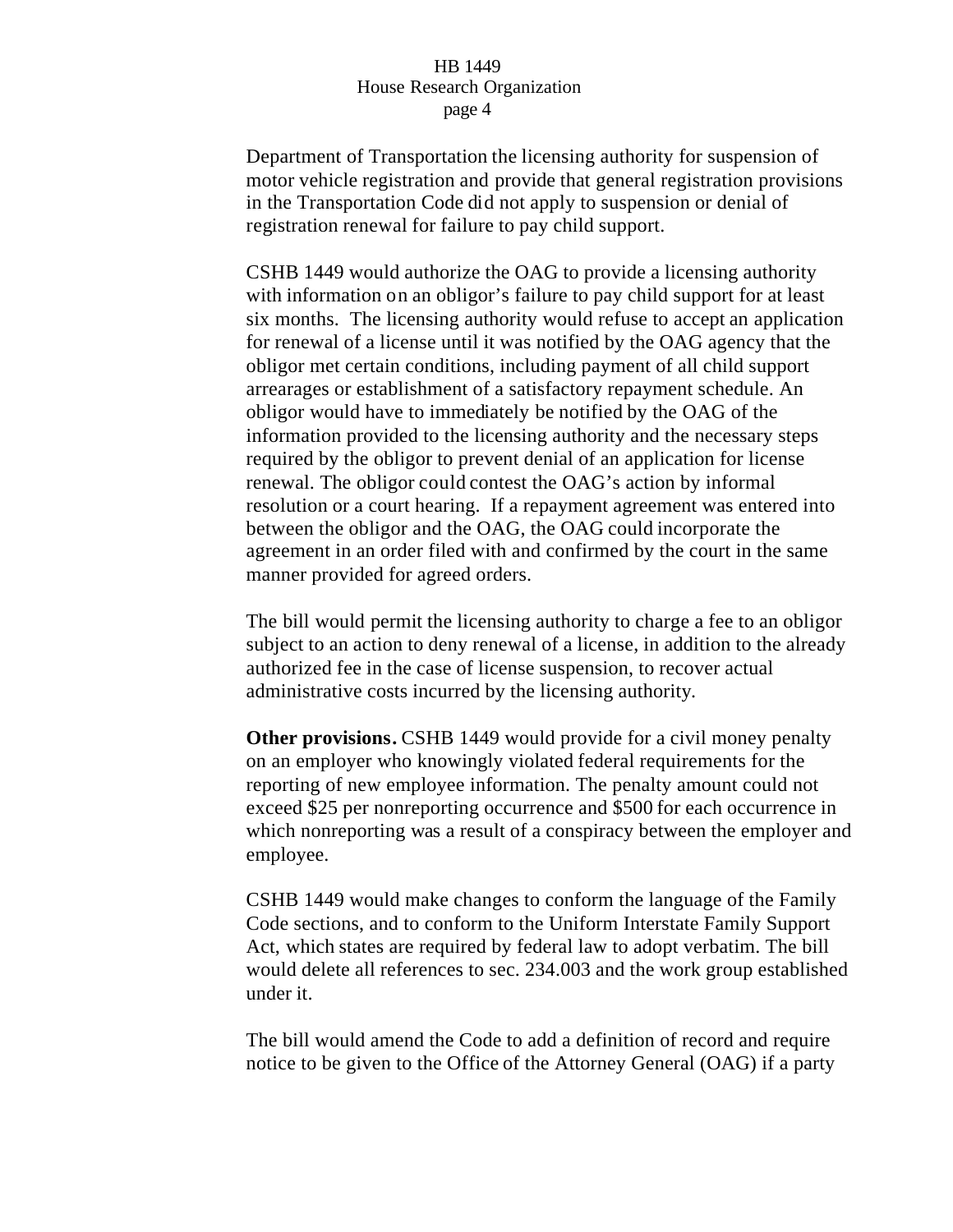Department of Transportation the licensing authority for suspension of motor vehicle registration and provide that general registration provisions in the Transportation Code did not apply to suspension or denial of registration renewal for failure to pay child support.

CSHB 1449 would authorize the OAG to provide a licensing authority with information on an obligor's failure to pay child support for at least six months. The licensing authority would refuse to accept an application for renewal of a license until it was notified by the OAG agency that the obligor met certain conditions, including payment of all child support arrearages or establishment of a satisfactory repayment schedule. An obligor would have to immediately be notified by the OAG of the information provided to the licensing authority and the necessary steps required by the obligor to prevent denial of an application for license renewal. The obligor could contest the OAG's action by informal resolution or a court hearing. If a repayment agreement was entered into between the obligor and the OAG, the OAG could incorporate the agreement in an order filed with and confirmed by the court in the same manner provided for agreed orders.

The bill would permit the licensing authority to charge a fee to an obligor subject to an action to deny renewal of a license, in addition to the already authorized fee in the case of license suspension, to recover actual administrative costs incurred by the licensing authority.

**Other provisions.** CSHB 1449 would provide for a civil money penalty on an employer who knowingly violated federal requirements for the reporting of new employee information. The penalty amount could not exceed $25 per nonreporting occurrence and $500 for each occurrence in which nonreporting was a result of a conspiracy between the employer and employee.

CSHB 1449 would make changes to conform the language of the Family Code sections, and to conform to the Uniform Interstate Family Support Act, which states are required by federal law to adopt verbatim. The bill would delete all references to sec. 234.003 and the work group established under it.

The bill would amend the Code to add a definition of record and require notice to be given to the Office of the Attorney General (OAG) if a party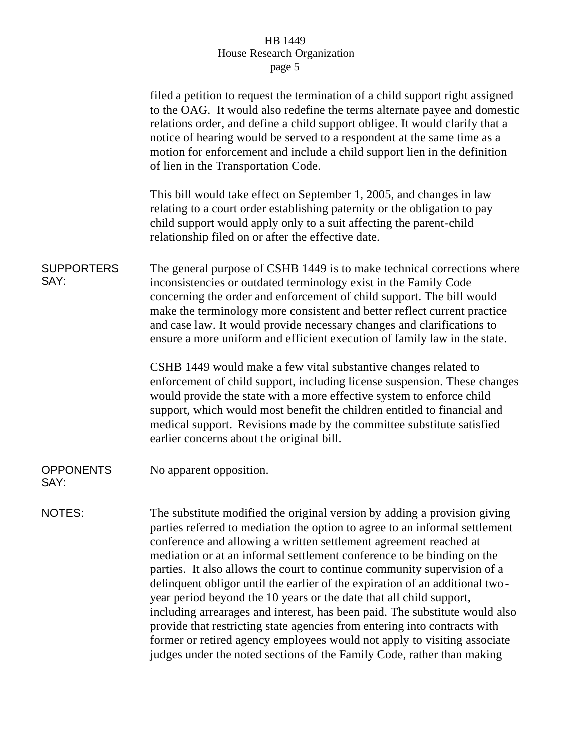filed a petition to request the termination of a child support right assigned to the OAG. It would also redefine the terms alternate payee and domestic relations order, and define a child support obligee. It would clarify that a notice of hearing would be served to a respondent at the same time as a motion for enforcement and include a child support lien in the definition of lien in the Transportation Code.

This bill would take effect on September 1, 2005, and changes in law relating to a court order establishing paternity or the obligation to pay child support would apply only to a suit affecting the parent-child relationship filed on or after the effective date.

**SUPPORTERS SAY:**

The general purpose of CSHB 1449 is to make technical corrections where inconsistencies or outdated terminology exist in the Family Code concerning the order and enforcement of child support. The bill would make the terminology more consistent and better reflect current practice and case law. It would provide necessary changes and clarifications to ensure a more uniform and efficient execution of family law in the state.

CSHB 1449 would make a few vital substantive changes related to enforcement of child support, including license suspension. These changes would provide the state with a more effective system to enforce child support, which would most benefit the children entitled to financial and medical support. Revisions made by the committee substitute satisfied earlier concerns about the original bill.

**OPPONENTS SAY:**

No apparent opposition.

**NOTES:**

The substitute modified the original version by adding a provision giving parties referred to mediation the option to agree to an informal settlement conference and allowing a written settlement agreement reached at mediation or at an informal settlement conference to be binding on the parties. It also allows the court to continue community supervision of a delinquent obligor until the earlier of the expiration of an additional two-year period beyond the 10 years or the date that all child support, including arrearages and interest, has been paid. The substitute would also provide that restricting state agencies from entering into contracts with former or retired agency employees would not apply to visiting associate judges under the noted sections of the Family Code, rather than making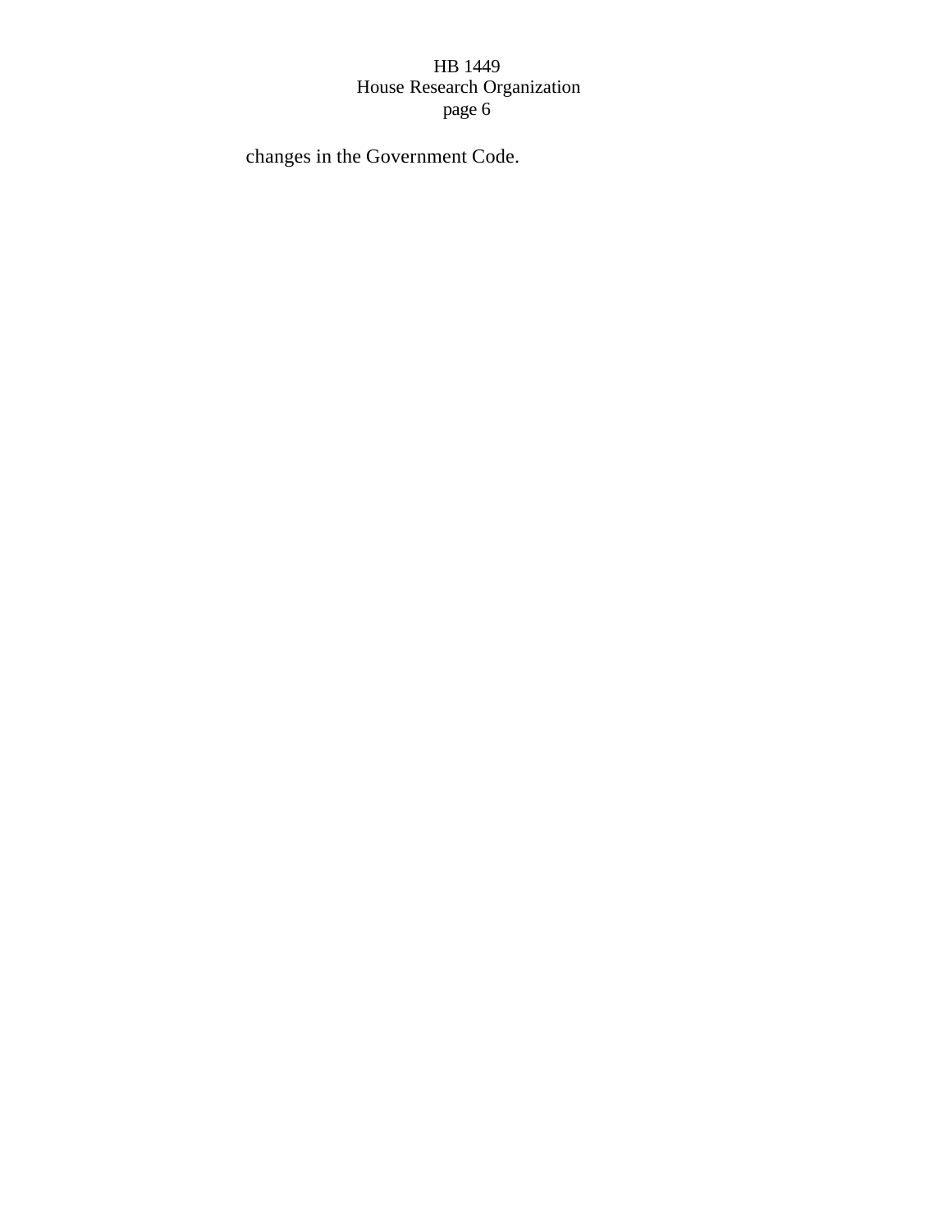changes in the Government Code.